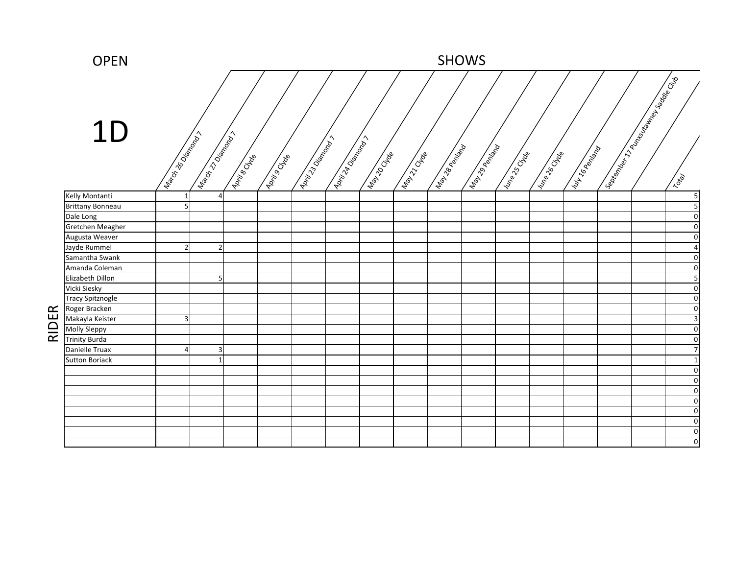OPEN

# 1D

SHOWS

| RIDER | March 26 Diamond 7 | March 27 Diamond 7 | April 8 Clyde | April 9 Clyde | April 23 Diamond 7 | April 24 Diamond 7 | May 20 Clyde | May 21 Clyde | May 28 Penland | May 29 Penland | June 25 Clyde | June 26 Clyde | July 16 Penland | September 17 Punxsutawney Saddle Club | | Total |
|---|---|---|---|---|---|---|---|---|---|---|---|---|---|---|---|---|
| Kelly Montanti | 1 | 4 | | | | | | | | | | | | | | 5 |
| Brittany Bonneau | 5 | | | | | | | | | | | | | | | 5 |
| Dale Long | | | | | | | | | | | | | | | | 0 |
| Gretchen Meagher | | | | | | | | | | | | | | | | 0 |
| Augusta Weaver | | | | | | | | | | | | | | | | 0 |
| Jayde Rummel | 2 | 2 | | | | | | | | | | | | | | 4 |
| Samantha Swank | | | | | | | | | | | | | | | | 0 |
| Amanda Coleman | | | | | | | | | | | | | | | | 0 |
| Elizabeth Dillon | | 5 | | | | | | | | | | | | | | 5 |
| Vicki Siesky | | | | | | | | | | | | | | | | 0 |
| Tracy Spitznogle | | | | | | | | | | | | | | | | 0 |
| Roger Bracken | | | | | | | | | | | | | | | | 0 |
| Makayla Keister | 3 | | | | | | | | | | | | | | | 3 |
| Molly Sleppy | | | | | | | | | | | | | | | | 0 |
| Trinity Burda | | | | | | | | | | | | | | | | 0 |
| Danielle Truax | 4 | 3 | | | | | | | | | | | | | | 7 |
| Sutton Boriack | | 1 | | | | | | | | | | | | | | 1 |
| | | | | | | | | | | | | | | | | 0 |
| | | | | | | | | | | | | | | | | 0 |
| | | | | | | | | | | | | | | | | 0 |
| | | | | | | | | | | | | | | | | 0 |
| | | | | | | | | | | | | | | | | 0 |
| | | | | | | | | | | | | | | | | 0 |
| | | | | | | | | | | | | | | | | 0 |
| | | | | | | | | | | | | | | | | 0 |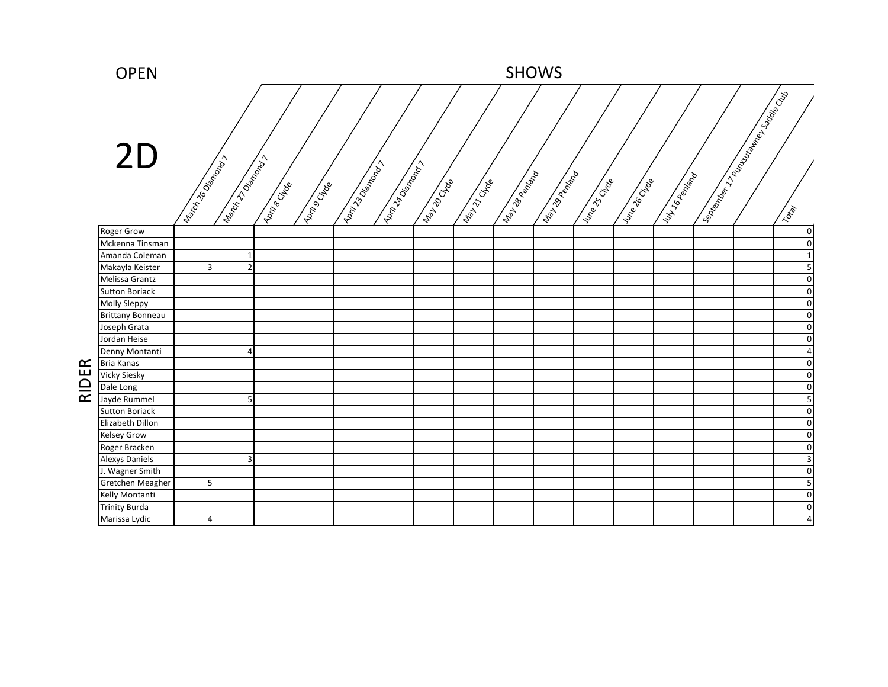OPEN

# 2D

SHOWS

| RIDER | March 26 Diamond 7 | March 27 Diamond 7 | April 8 Clyde | April 9 Clyde | April 23 Diamond 7 | April 24 Diamond 7 | May 20 Clyde | May 21 Clyde | May 28 Penland | May 29 Penland | June 25 Clyde | June 26 Clyde | July 16 Penland | September 17 Punxsutawney Saddle Club | | Total |
|---|---|---|---|---|---|---|---|---|---|---|---|---|---|---|---|---|
| Roger Grow | | | | | | | | | | | | | | | | 0 |
| Mckenna Tinsman | | | | | | | | | | | | | | | | 0 |
| Amanda Coleman | | 1 | | | | | | | | | | | | | | 1 |
| Makayla Keister | 3 | 2 | | | | | | | | | | | | | | 5 |
| Melissa Grantz | | | | | | | | | | | | | | | | 0 |
| Sutton Boriack | | | | | | | | | | | | | | | | 0 |
| Molly Sleppy | | | | | | | | | | | | | | | | 0 |
| Brittany Bonneau | | | | | | | | | | | | | | | | 0 |
| Joseph Grata | | | | | | | | | | | | | | | | 0 |
| Jordan Heise | | | | | | | | | | | | | | | | 0 |
| Denny Montanti | | 4 | | | | | | | | | | | | | | 4 |
| Bria Kanas | | | | | | | | | | | | | | | | 0 |
| Vicky Siesky | | | | | | | | | | | | | | | | 0 |
| Dale Long | | | | | | | | | | | | | | | | 0 |
| Jayde Rummel | | 5 | | | | | | | | | | | | | | 5 |
| Sutton Boriack | | | | | | | | | | | | | | | | 0 |
| Elizabeth Dillon | | | | | | | | | | | | | | | | 0 |
| Kelsey Grow | | | | | | | | | | | | | | | | 0 |
| Roger Bracken | | | | | | | | | | | | | | | | 0 |
| Alexys Daniels | | 3 | | | | | | | | | | | | | | 3 |
| J. Wagner Smith | | | | | | | | | | | | | | | | 0 |
| Gretchen Meagher | 5 | | | | | | | | | | | | | | | 5 |
| Kelly Montanti | | | | | | | | | | | | | | | | 0 |
| Trinity Burda | | | | | | | | | | | | | | | | 0 |
| Marissa Lydic | 4 | | | | | | | | | | | | | | | 4 |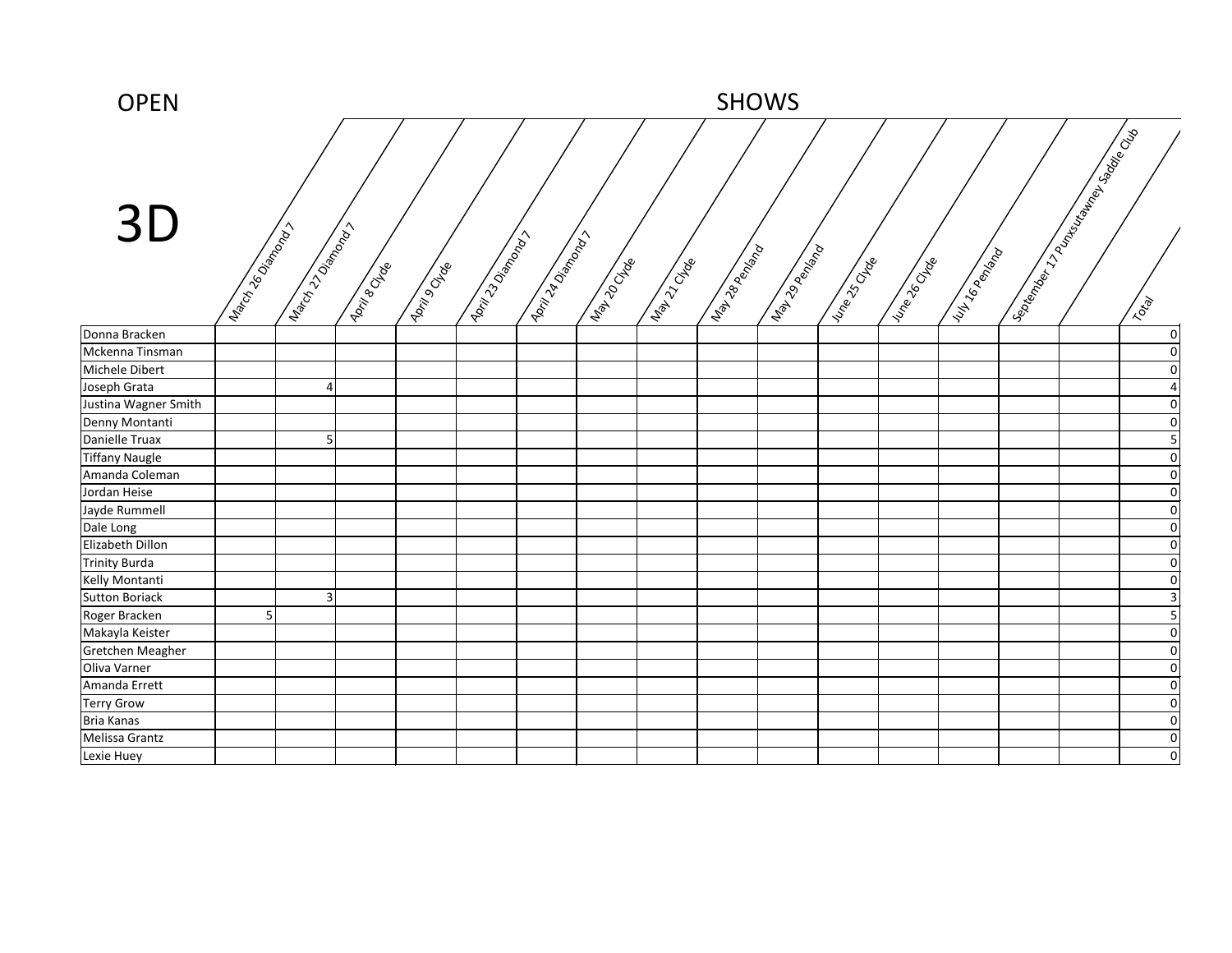# OPEN

# SHOWS

# 3D

| | March 26 Diamond 7 | March 27 Diamond 7 | April 8 Clyde | April 9 Clyde | April 23 Diamond 7 | April 24 Diamond 7 | May 20 Clyde | May 21 Clyde | May 28 Penland | May 29 Penland | June 25 Clyde | June 26 Clyde | July 16 Penland | September 17 Punxsutawney Saddle Club | | Total |
|---|---|---|---|---|---|---|---|---|---|---|---|---|---|---|---|---|
| Donna Bracken | | | | | | | | | | | | | | | | 0 |
| Mckenna Tinsman | | | | | | | | | | | | | | | | 0 |
| Michele Dibert | | | | | | | | | | | | | | | | 0 |
| Joseph Grata | | 4 | | | | | | | | | | | | | | 4 |
| Justina Wagner Smith | | | | | | | | | | | | | | | | 0 |
| Denny Montanti | | | | | | | | | | | | | | | | 0 |
| Danielle Truax | | 5 | | | | | | | | | | | | | | 5 |
| Tiffany Naugle | | | | | | | | | | | | | | | | 0 |
| Amanda Coleman | | | | | | | | | | | | | | | | 0 |
| Jordan Heise | | | | | | | | | | | | | | | | 0 |
| Jayde Rummell | | | | | | | | | | | | | | | | 0 |
| Dale Long | | | | | | | | | | | | | | | | 0 |
| Elizabeth Dillon | | | | | | | | | | | | | | | | 0 |
| Trinity Burda | | | | | | | | | | | | | | | | 0 |
| Kelly Montanti | | | | | | | | | | | | | | | | 0 |
| Sutton Boriack | | 3 | | | | | | | | | | | | | | 3 |
| Roger Bracken | 5 | | | | | | | | | | | | | | | 5 |
| Makayla Keister | | | | | | | | | | | | | | | | 0 |
| Gretchen Meagher | | | | | | | | | | | | | | | | 0 |
| Oliva Varner | | | | | | | | | | | | | | | | 0 |
| Amanda Errett | | | | | | | | | | | | | | | | 0 |
| Terry Grow | | | | | | | | | | | | | | | | 0 |
| Bria Kanas | | | | | | | | | | | | | | | | 0 |
| Melissa Grantz | | | | | | | | | | | | | | | | 0 |
| Lexie Huey | | | | | | | | | | | | | | | | 0 |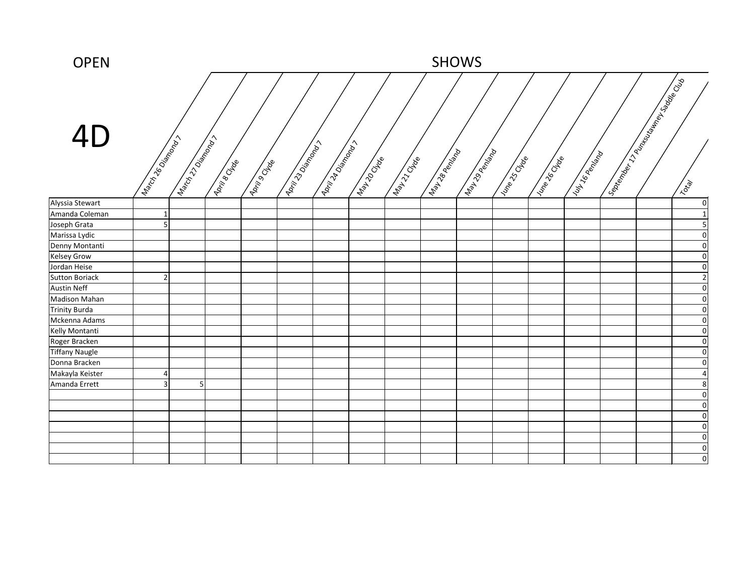OPEN

# 4D

SHOWS

| | March 26 Diamond 7 | March 27 Diamond 7 | April 8 Clyde | April 9 Clyde | April 23 Diamond 7 | April 24 Diamond 7 | May 20 Clyde | May 21 Clyde | May 28 Penland | May 29 Penland | June 25 Clyde | June 26 Clyde | July 16 Penland | September 17 Punxsutawney Saddle Club | | Total |
|---|---|---|---|---|---|---|---|---|---|---|---|---|---|---|---|---|
| Alyssia Stewart | | | | | | | | | | | | | | | | 0 |
| Amanda Coleman | 1 | | | | | | | | | | | | | | | 1 |
| Joseph Grata | 5 | | | | | | | | | | | | | | | 5 |
| Marissa Lydic | | | | | | | | | | | | | | | | 0 |
| Denny Montanti | | | | | | | | | | | | | | | | 0 |
| Kelsey Grow | | | | | | | | | | | | | | | | 0 |
| Jordan Heise | | | | | | | | | | | | | | | | 0 |
| Sutton Boriack | 2 | | | | | | | | | | | | | | | 2 |
| Austin Neff | | | | | | | | | | | | | | | | 0 |
| Madison Mahan | | | | | | | | | | | | | | | | 0 |
| Trinity Burda | | | | | | | | | | | | | | | | 0 |
| Mckenna Adams | | | | | | | | | | | | | | | | 0 |
| Kelly Montanti | | | | | | | | | | | | | | | | 0 |
| Roger Bracken | | | | | | | | | | | | | | | | 0 |
| Tiffany Naugle | | | | | | | | | | | | | | | | 0 |
| Donna Bracken | | | | | | | | | | | | | | | | 0 |
| Makayla Keister | 4 | | | | | | | | | | | | | | | 4 |
| Amanda Errett | 3 | 5 | | | | | | | | | | | | | | 8 |
| | | | | | | | | | | | | | | | | 0 |
| | | | | | | | | | | | | | | | | 0 |
| | | | | | | | | | | | | | | | | 0 |
| | | | | | | | | | | | | | | | | 0 |
| | | | | | | | | | | | | | | | | 0 |
| | | | | | | | | | | | | | | | | 0 |
| | | | | | | | | | | | | | | | | 0 |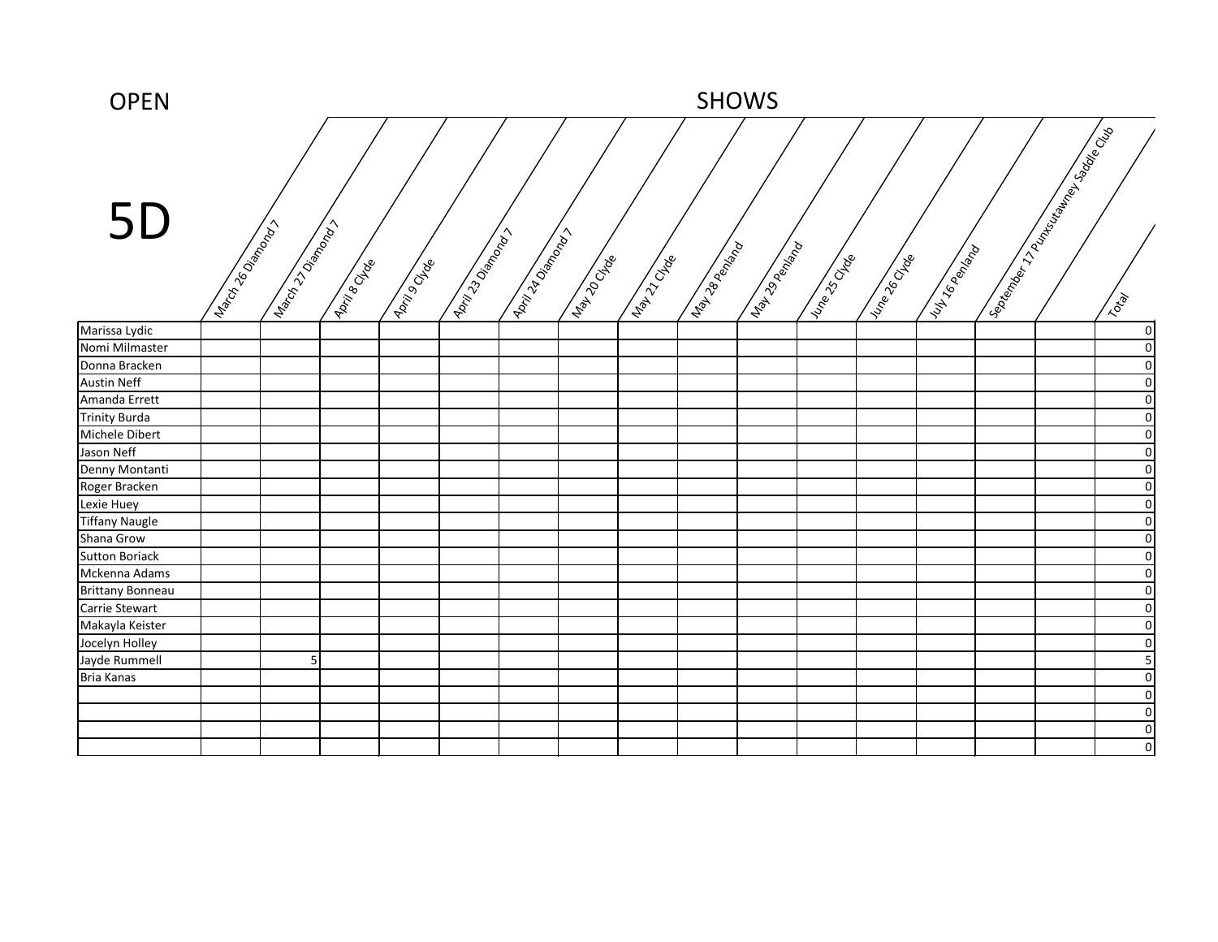OPEN

# 5D

SHOWS

| | March 26 Diamond 7 | March 27 Diamond 7 | April 8 Clyde | April 9 Clyde | April 23 Diamond 7 | April 24 Diamond 7 | May 20 Clyde | May 21 Clyde | May 28 Penland | May 29 Penland | June 25 Clyde | June 26 Clyde | July 16 Penland | September 17 Punxsutawney Saddle Club | | Total |
|---|---|---|---|---|---|---|---|---|---|---|---|---|---|---|---|---|
| Marissa Lydic | | | | | | | | | | | | | | | | 0 |
| Nomi Milmaster | | | | | | | | | | | | | | | | 0 |
| Donna Bracken | | | | | | | | | | | | | | | | 0 |
| Austin Neff | | | | | | | | | | | | | | | | 0 |
| Amanda Errett | | | | | | | | | | | | | | | | 0 |
| Trinity Burda | | | | | | | | | | | | | | | | 0 |
| Michele Dibert | | | | | | | | | | | | | | | | 0 |
| Jason Neff | | | | | | | | | | | | | | | | 0 |
| Denny Montanti | | | | | | | | | | | | | | | | 0 |
| Roger Bracken | | | | | | | | | | | | | | | | 0 |
| Lexie Huey | | | | | | | | | | | | | | | | 0 |
| Tiffany Naugle | | | | | | | | | | | | | | | | 0 |
| Shana Grow | | | | | | | | | | | | | | | | 0 |
| Sutton Boriack | | | | | | | | | | | | | | | | 0 |
| Mckenna Adams | | | | | | | | | | | | | | | | 0 |
| Brittany Bonneau | | | | | | | | | | | | | | | | 0 |
| Carrie Stewart | | | | | | | | | | | | | | | | 0 |
| Makayla Keister | | | | | | | | | | | | | | | | 0 |
| Jocelyn Holley | | | | | | | | | | | | | | | | 0 |
| Jayde Rummell | | 5 | | | | | | | | | | | | | | 5 |
| Bria Kanas | | | | | | | | | | | | | | | | 0 |
| | | | | | | | | | | | | | | | | 0 |
| | | | | | | | | | | | | | | | | 0 |
| | | | | | | | | | | | | | | | | 0 |
| | | | | | | | | | | | | | | | | 0 |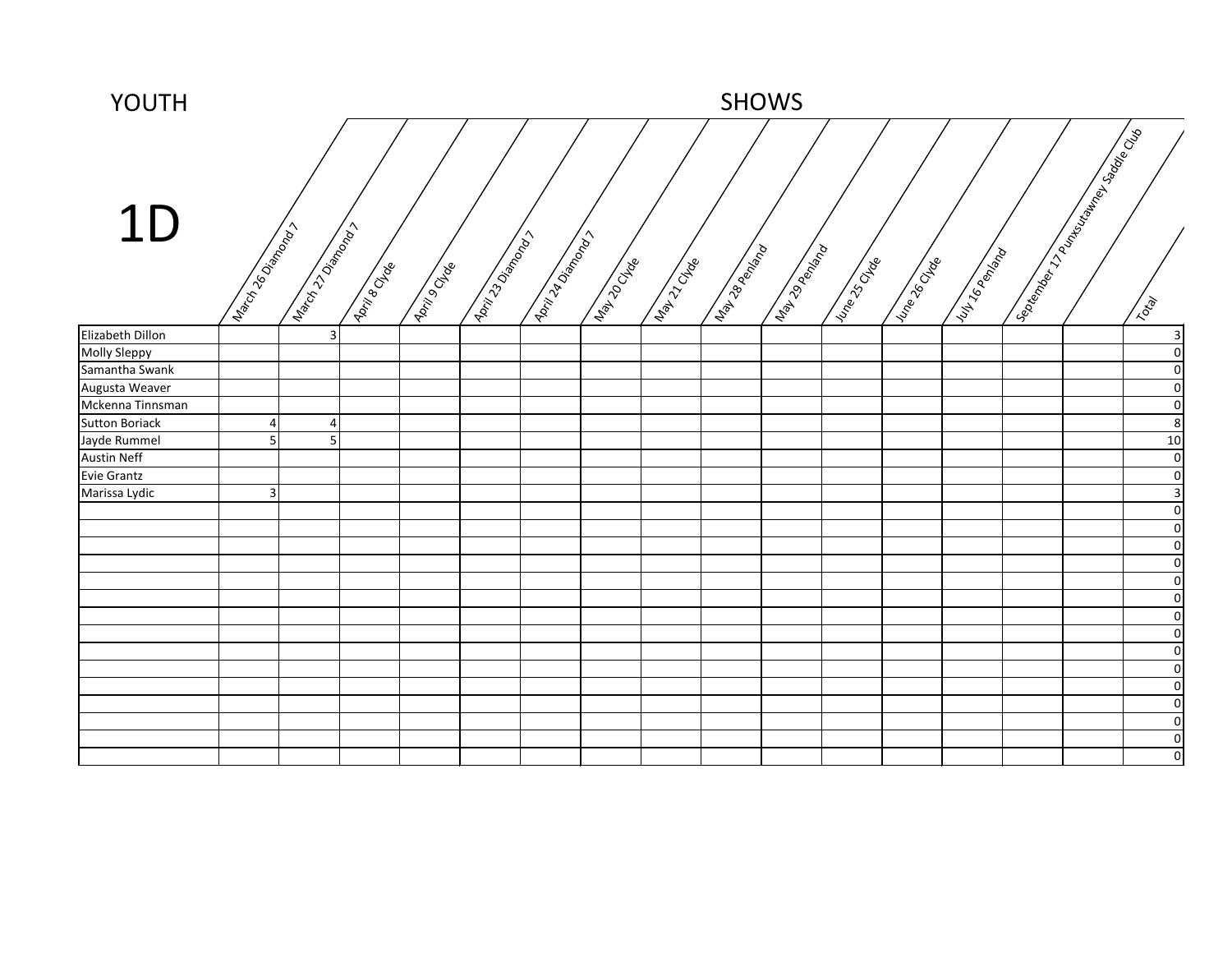YOUTH

# 1D

SHOWS

| | March 26 Diamond 7 | March 27 Diamond 7 | April 8 Clyde | April 9 Clyde | April 23 Diamond 7 | April 24 Diamond 7 | May 20 Clyde | May 21 Clyde | May 28 Penland | May 29 Penland | June 25 Clyde | June 26 Clyde | July 16 Penland | September 17 Punxsutawney Saddle Club | | Total |
|---|---|---|---|---|---|---|---|---|---|---|---|---|---|---|---|---|
| Elizabeth Dillon | | 3 | | | | | | | | | | | | | | 3 |
| Molly Sleppy | | | | | | | | | | | | | | | | 0 |
| Samantha Swank | | | | | | | | | | | | | | | | 0 |
| Augusta Weaver | | | | | | | | | | | | | | | | 0 |
| Mckenna Tinnsman | | | | | | | | | | | | | | | | 0 |
| Sutton Boriack | 4 | 4 | | | | | | | | | | | | | | 8 |
| Jayde Rummel | 5 | 5 | | | | | | | | | | | | | | 10 |
| Austin Neff | | | | | | | | | | | | | | | | 0 |
| Evie Grantz | | | | | | | | | | | | | | | | 0 |
| Marissa Lydic | 3 | | | | | | | | | | | | | | | 3 |
| | | | | | | | | | | | | | | | | 0 |
| | | | | | | | | | | | | | | | | 0 |
| | | | | | | | | | | | | | | | | 0 |
| | | | | | | | | | | | | | | | | 0 |
| | | | | | | | | | | | | | | | | 0 |
| | | | | | | | | | | | | | | | | 0 |
| | | | | | | | | | | | | | | | | 0 |
| | | | | | | | | | | | | | | | | 0 |
| | | | | | | | | | | | | | | | | 0 |
| | | | | | | | | | | | | | | | | 0 |
| | | | | | | | | | | | | | | | | 0 |
| | | | | | | | | | | | | | | | | 0 |
| | | | | | | | | | | | | | | | | 0 |
| | | | | | | | | | | | | | | | | 0 |
| | | | | | | | | | | | | | | | | 0 |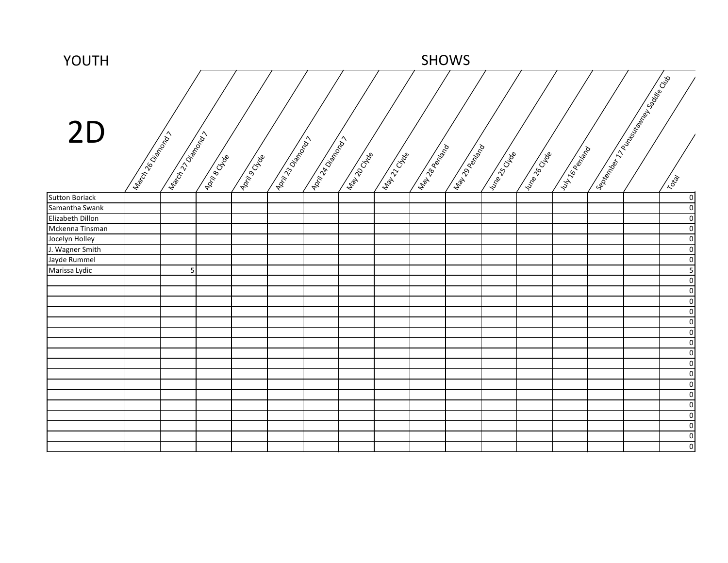# YOUTH

# 2D

## SHOWS

| | March 26 Diamond 7 | March 27 Diamond 7 | April 8 Clyde | April 9 Clyde | April 23 Diamond 7 | April 24 Diamond 7 | May 20 Clyde | May 21 Clyde | May 28 Penland | May 29 Penland | June 25 Clyde | June 26 Clyde | July 16 Penland | September 17 Punxsutawney Saddle Club | | Total |
|---|---|---|---|---|---|---|---|---|---|---|---|---|---|---|---|---|
| Sutton Boriack | | | | | | | | | | | | | | | | 0 |
| Samantha Swank | | | | | | | | | | | | | | | | 0 |
| Elizabeth Dillon | | | | | | | | | | | | | | | | 0 |
| Mckenna Tinsman | | | | | | | | | | | | | | | | 0 |
| Jocelyn Holley | | | | | | | | | | | | | | | | 0 |
| J. Wagner Smith | | | | | | | | | | | | | | | | 0 |
| Jayde Rummel | | | | | | | | | | | | | | | | 0 |
| Marissa Lydic | | 5 | | | | | | | | | | | | | | 5 |
| | | | | | | | | | | | | | | | | 0 |
| | | | | | | | | | | | | | | | | 0 |
| | | | | | | | | | | | | | | | | 0 |
| | | | | | | | | | | | | | | | | 0 |
| | | | | | | | | | | | | | | | | 0 |
| | | | | | | | | | | | | | | | | 0 |
| | | | | | | | | | | | | | | | | 0 |
| | | | | | | | | | | | | | | | | 0 |
| | | | | | | | | | | | | | | | | 0 |
| | | | | | | | | | | | | | | | | 0 |
| | | | | | | | | | | | | | | | | 0 |
| | | | | | | | | | | | | | | | | 0 |
| | | | | | | | | | | | | | | | | 0 |
| | | | | | | | | | | | | | | | | 0 |
| | | | | | | | | | | | | | | | | 0 |
| | | | | | | | | | | | | | | | | 0 |
| | | | | | | | | | | | | | | | | 0 |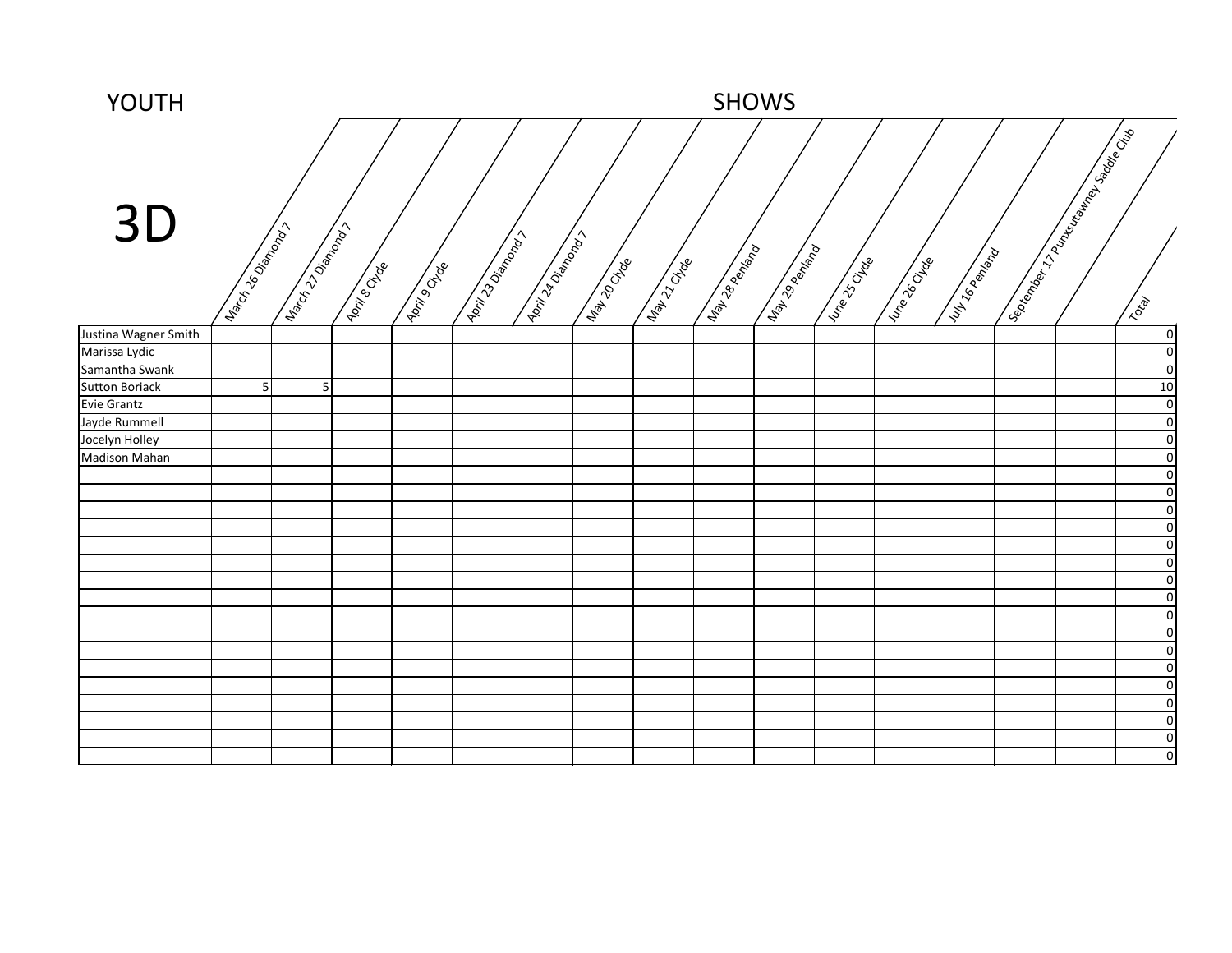YOUTH

# 3D

SHOWS

| | March 26 Diamond 7 | March 27 Diamond 7 | April 8 Clyde | April 9 Clyde | April 23 Diamond 7 | April 24 Diamond 7 | May 20 Clyde | May 21 Clyde | May 28 Penland | May 29 Penland | June 25 Clyde | June 26 Clyde | July 16 Penland | September 17 Punxsutawney Saddle Club | | Total |
|---|---|---|---|---|---|---|---|---|---|---|---|---|---|---|---|---|
| Justina Wagner Smith | | | | | | | | | | | | | | | | 0 |
| Marissa Lydic | | | | | | | | | | | | | | | | 0 |
| Samantha Swank | | | | | | | | | | | | | | | | 0 |
| Sutton Boriack | 5 | 5 | | | | | | | | | | | | | | 10 |
| Evie Grantz | | | | | | | | | | | | | | | | 0 |
| Jayde Rummell | | | | | | | | | | | | | | | | 0 |
| Jocelyn Holley | | | | | | | | | | | | | | | | 0 |
| Madison Mahan | | | | | | | | | | | | | | | | 0 |
| | | | | | | | | | | | | | | | | 0 |
| | | | | | | | | | | | | | | | | 0 |
| | | | | | | | | | | | | | | | | 0 |
| | | | | | | | | | | | | | | | | 0 |
| | | | | | | | | | | | | | | | | 0 |
| | | | | | | | | | | | | | | | | 0 |
| | | | | | | | | | | | | | | | | 0 |
| | | | | | | | | | | | | | | | | 0 |
| | | | | | | | | | | | | | | | | 0 |
| | | | | | | | | | | | | | | | | 0 |
| | | | | | | | | | | | | | | | | 0 |
| | | | | | | | | | | | | | | | | 0 |
| | | | | | | | | | | | | | | | | 0 |
| | | | | | | | | | | | | | | | | 0 |
| | | | | | | | | | | | | | | | | 0 |
| | | | | | | | | | | | | | | | | 0 |
| | | | | | | | | | | | | | | | | 0 |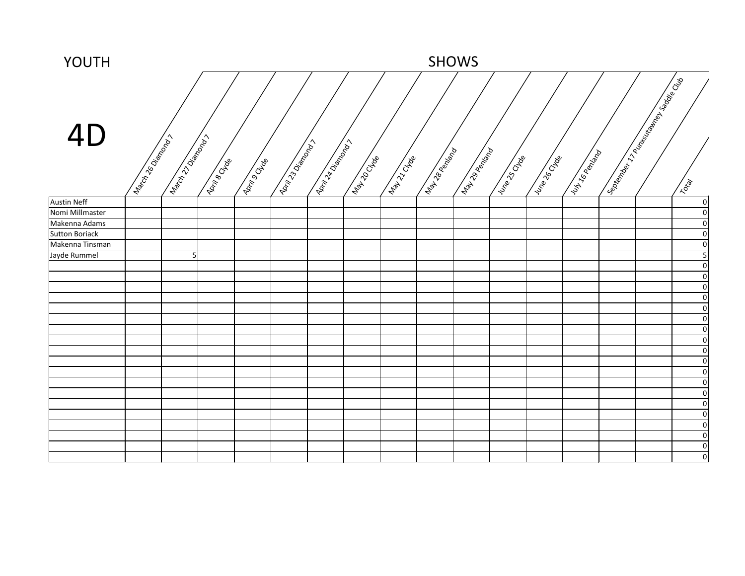YOUTH

# 4D

SHOWS

| | March 26 Diamond 7 | March 27 Diamond 7 | April 8 Clyde | April 9 Clyde | April 23 Diamond 7 | April 24 Diamond 7 | May 20 Clyde | May 21 Clyde | May 28 Penland | May 29 Penland | June 25 Clyde | June 26 Clyde | July 16 Penland | September 17 Punxsutawney Saddle Club | | Total |
|---|---|---|---|---|---|---|---|---|---|---|---|---|---|---|---|---|
| Austin Neff | | | | | | | | | | | | | | | | 0 |
| Nomi Millmaster | | | | | | | | | | | | | | | | 0 |
| Makenna Adams | | | | | | | | | | | | | | | | 0 |
| Sutton Boriack | | | | | | | | | | | | | | | | 0 |
| Makenna Tinsman | | | | | | | | | | | | | | | | 0 |
| Jayde Rummel | | 5 | | | | | | | | | | | | | | 5 |
| | | | | | | | | | | | | | | | | 0 |
| | | | | | | | | | | | | | | | | 0 |
| | | | | | | | | | | | | | | | | 0 |
| | | | | | | | | | | | | | | | | 0 |
| | | | | | | | | | | | | | | | | 0 |
| | | | | | | | | | | | | | | | | 0 |
| | | | | | | | | | | | | | | | | 0 |
| | | | | | | | | | | | | | | | | 0 |
| | | | | | | | | | | | | | | | | 0 |
| | | | | | | | | | | | | | | | | 0 |
| | | | | | | | | | | | | | | | | 0 |
| | | | | | | | | | | | | | | | | 0 |
| | | | | | | | | | | | | | | | | 0 |
| | | | | | | | | | | | | | | | | 0 |
| | | | | | | | | | | | | | | | | 0 |
| | | | | | | | | | | | | | | | | 0 |
| | | | | | | | | | | | | | | | | 0 |
| | | | | | | | | | | | | | | | | 0 |
| | | | | | | | | | | | | | | | | 0 |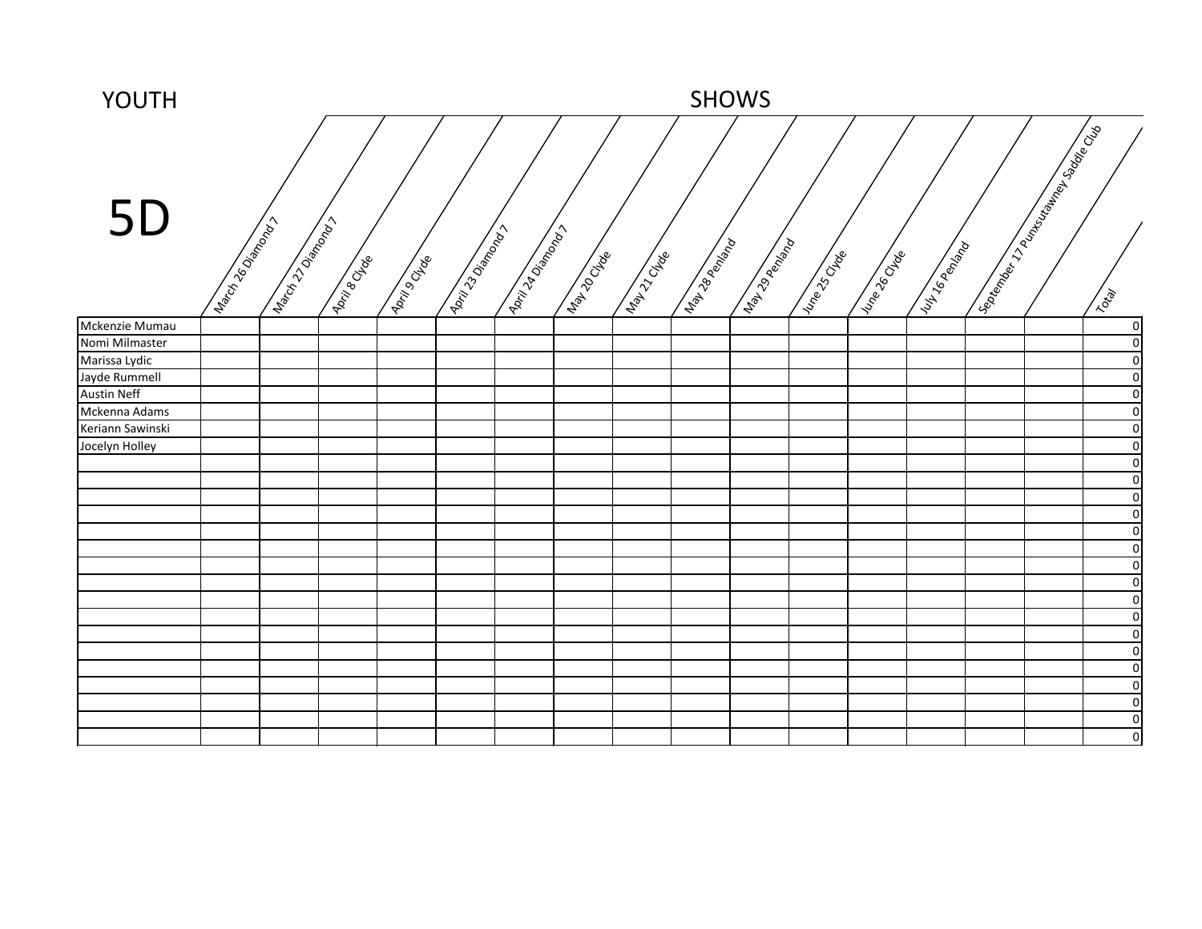# YOUTH

## SHOWS

# 5D

| | March 26 Diamond 7 | March 27 Diamond 7 | April 8 Clyde | April 9 Clyde | April 23 Diamond 7 | April 24 Diamond 7 | May 20 Clyde | May 21 Clyde | May 28 Penland | May 29 Penland | June 25 Clyde | June 26 Clyde | July 16 Penland | September 17 Punxsutawney Saddle Club | | Total |
|---|---|---|---|---|---|---|---|---|---|---|---|---|---|---|---|---|
| Mckenzie Mumau | | | | | | | | | | | | | | | | 0 |
| Nomi Milmaster | | | | | | | | | | | | | | | | 0 |
| Marissa Lydic | | | | | | | | | | | | | | | | 0 |
| Jayde Rummell | | | | | | | | | | | | | | | | 0 |
| Austin Neff | | | | | | | | | | | | | | | | 0 |
| Mckenna Adams | | | | | | | | | | | | | | | | 0 |
| Keriann Sawinski | | | | | | | | | | | | | | | | 0 |
| Jocelyn Holley | | | | | | | | | | | | | | | | 0 |
| | | | | | | | | | | | | | | | | 0 |
| | | | | | | | | | | | | | | | | 0 |
| | | | | | | | | | | | | | | | | 0 |
| | | | | | | | | | | | | | | | | 0 |
| | | | | | | | | | | | | | | | | 0 |
| | | | | | | | | | | | | | | | | 0 |
| | | | | | | | | | | | | | | | | 0 |
| | | | | | | | | | | | | | | | | 0 |
| | | | | | | | | | | | | | | | | 0 |
| | | | | | | | | | | | | | | | | 0 |
| | | | | | | | | | | | | | | | | 0 |
| | | | | | | | | | | | | | | | | 0 |
| | | | | | | | | | | | | | | | | 0 |
| | | | | | | | | | | | | | | | | 0 |
| | | | | | | | | | | | | | | | | 0 |
| | | | | | | | | | | | | | | | | 0 |
| | | | | | | | | | | | | | | | | 0 |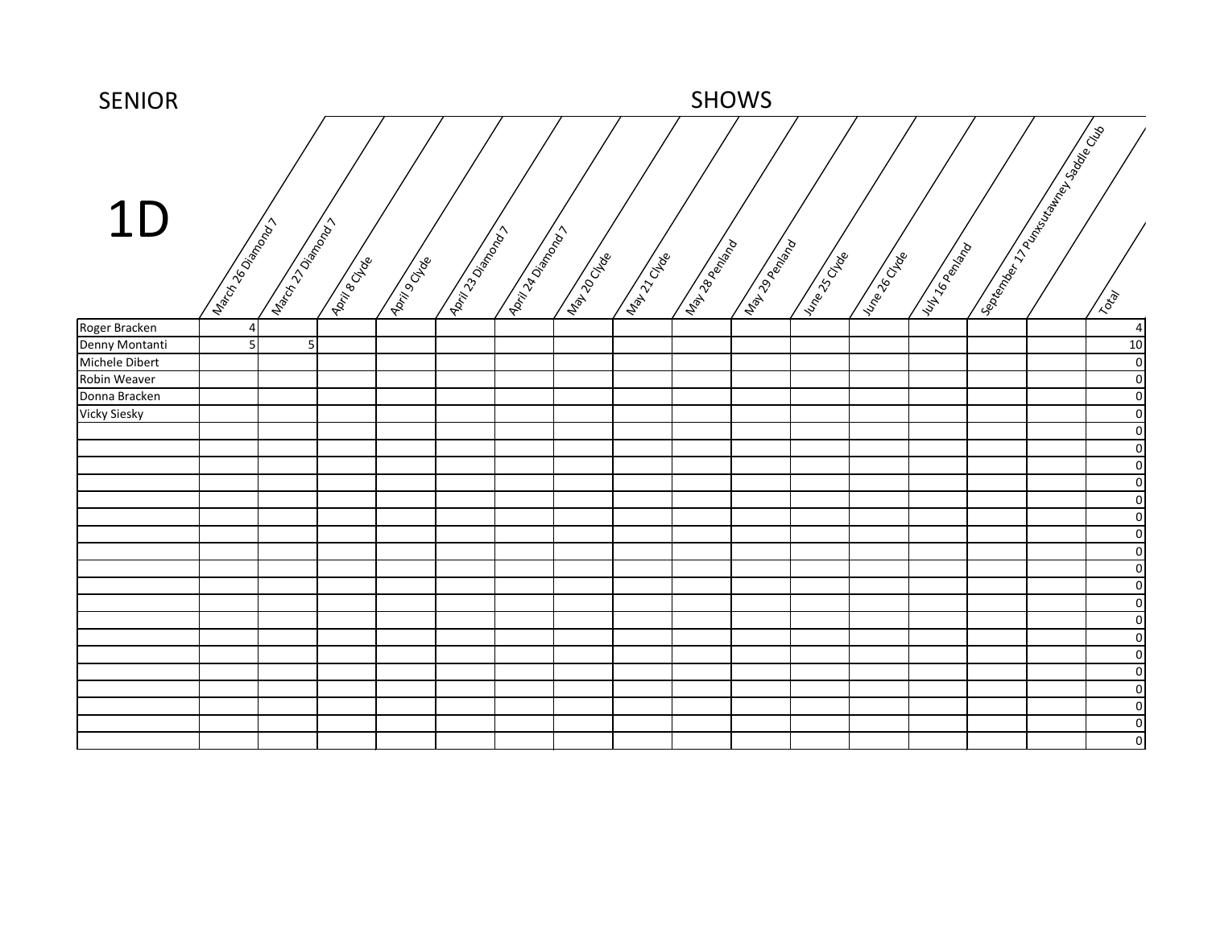SENIOR

# 1D

## SHOWS

| | March 26 Diamond 7 | March 27 Diamond 7 | April 8 Clyde | April 9 Clyde | April 23 Diamond 7 | April 24 Diamond 7 | May 20 Clyde | May 21 Clyde | May 28 Penland | May 29 Penland | June 25 Clyde | June 26 Clyde | July 16 Penland | September 17 Punxsutawney Saddle Club | | Total |
|---|---|---|---|---|---|---|---|---|---|---|---|---|---|---|---|---|
| Roger Bracken | 4 | | | | | | | | | | | | | | | 4 |
| Denny Montanti | 5 | 5 | | | | | | | | | | | | | | 10 |
| Michele Dibert | | | | | | | | | | | | | | | | 0 |
| Robin Weaver | | | | | | | | | | | | | | | | 0 |
| Donna Bracken | | | | | | | | | | | | | | | | 0 |
| Vicky Siesky | | | | | | | | | | | | | | | | 0 |
| | | | | | | | | | | | | | | | | 0 |
| | | | | | | | | | | | | | | | | 0 |
| | | | | | | | | | | | | | | | | 0 |
| | | | | | | | | | | | | | | | | 0 |
| | | | | | | | | | | | | | | | | 0 |
| | | | | | | | | | | | | | | | | 0 |
| | | | | | | | | | | | | | | | | 0 |
| | | | | | | | | | | | | | | | | 0 |
| | | | | | | | | | | | | | | | | 0 |
| | | | | | | | | | | | | | | | | 0 |
| | | | | | | | | | | | | | | | | 0 |
| | | | | | | | | | | | | | | | | 0 |
| | | | | | | | | | | | | | | | | 0 |
| | | | | | | | | | | | | | | | | 0 |
| | | | | | | | | | | | | | | | | 0 |
| | | | | | | | | | | | | | | | | 0 |
| | | | | | | | | | | | | | | | | 0 |
| | | | | | | | | | | | | | | | | 0 |
| | | | | | | | | | | | | | | | | 0 |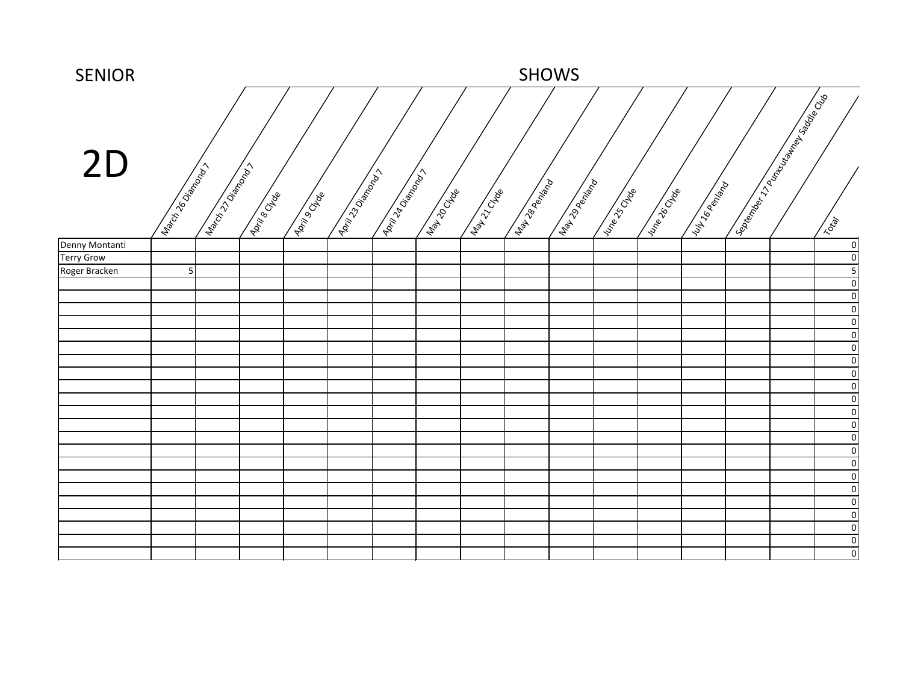SENIOR

# 2D

SHOWS

| | March 26 Diamond 7 | March 27 Diamond 7 | April 8 Clyde | April 9 Clyde | April 23 Diamond 7 | April 24 Diamond 7 | May 20 Clyde | May 21 Clyde | May 28 Penland | May 29 Penland | June 25 Clyde | June 26 Clyde | July 16 Penland | September 17 Punxsutawney Saddle Club | | Total |
|---|---|---|---|---|---|---|---|---|---|---|---|---|---|---|---|---|
| Denny Montanti | | | | | | | | | | | | | | | | 0 |
| Terry Grow | | | | | | | | | | | | | | | | 0 |
| Roger Bracken | 5 | | | | | | | | | | | | | | | 5 |
| | | | | | | | | | | | | | | | | 0 |
| | | | | | | | | | | | | | | | | 0 |
| | | | | | | | | | | | | | | | | 0 |
| | | | | | | | | | | | | | | | | 0 |
| | | | | | | | | | | | | | | | | 0 |
| | | | | | | | | | | | | | | | | 0 |
| | | | | | | | | | | | | | | | | 0 |
| | | | | | | | | | | | | | | | | 0 |
| | | | | | | | | | | | | | | | | 0 |
| | | | | | | | | | | | | | | | | 0 |
| | | | | | | | | | | | | | | | | 0 |
| | | | | | | | | | | | | | | | | 0 |
| | | | | | | | | | | | | | | | | 0 |
| | | | | | | | | | | | | | | | | 0 |
| | | | | | | | | | | | | | | | | 0 |
| | | | | | | | | | | | | | | | | 0 |
| | | | | | | | | | | | | | | | | 0 |
| | | | | | | | | | | | | | | | | 0 |
| | | | | | | | | | | | | | | | | 0 |
| | | | | | | | | | | | | | | | | 0 |
| | | | | | | | | | | | | | | | | 0 |
| | | | | | | | | | | | | | | | | 0 |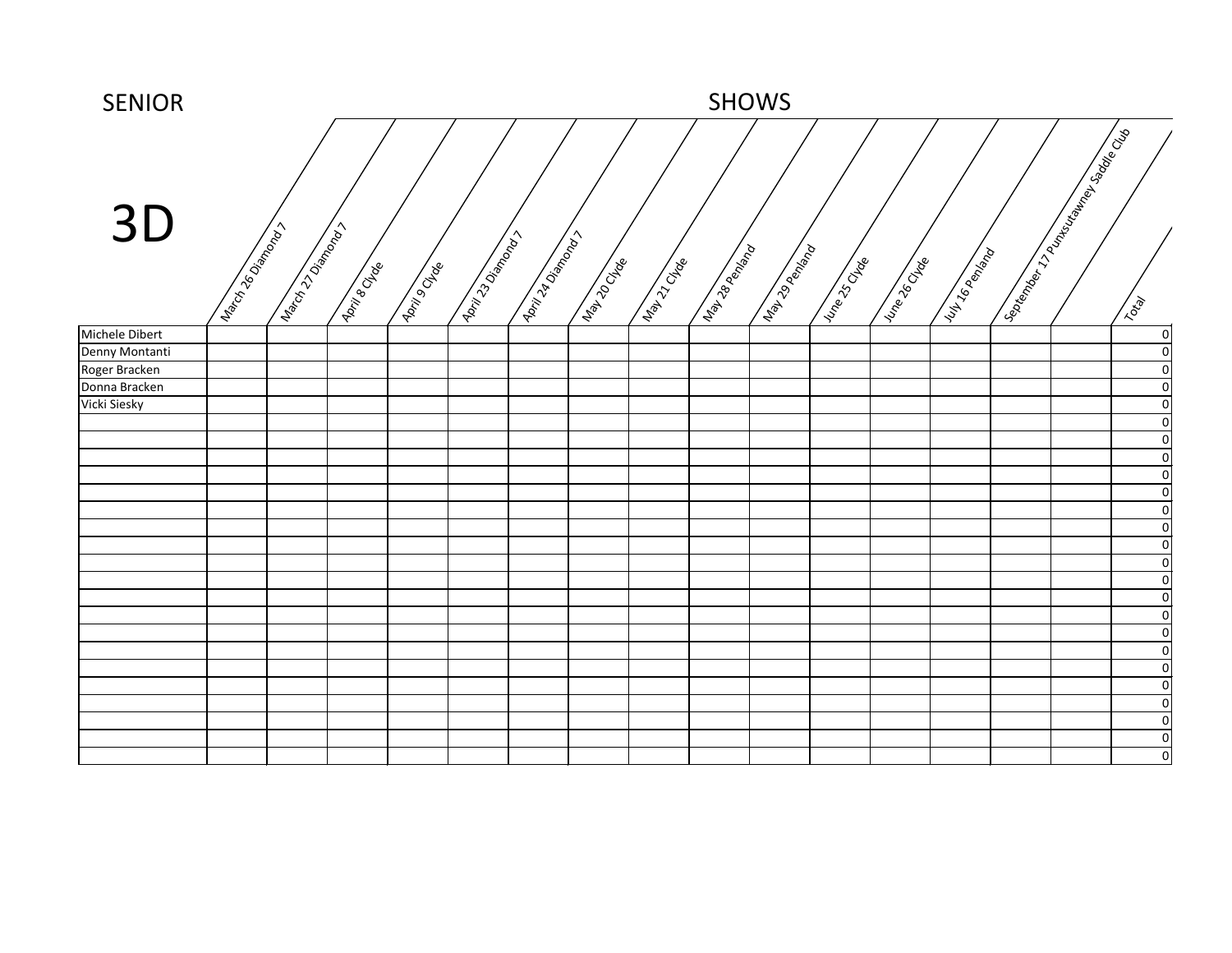SENIOR

SHOWS

# 3D

| | March 26 Diamond 7 | March 27 Diamond 7 | April 8 Clyde | April 9 Clyde | April 23 Diamond 7 | April 24 Diamond 7 | May 20 Clyde | May 21 Clyde | May 28 Penland | May 29 Penland | June 25 Clyde | June 26 Clyde | July 16 Penland | September 17 Punxsutawney Saddle Club | | Total |
|---|---|---|---|---|---|---|---|---|---|---|---|---|---|---|---|---|
| Michele Dibert | | | | | | | | | | | | | | | | 0 |
| Denny Montanti | | | | | | | | | | | | | | | | 0 |
| Roger Bracken | | | | | | | | | | | | | | | | 0 |
| Donna Bracken | | | | | | | | | | | | | | | | 0 |
| Vicki Siesky | | | | | | | | | | | | | | | | 0 |
| | | | | | | | | | | | | | | | | 0 |
| | | | | | | | | | | | | | | | | 0 |
| | | | | | | | | | | | | | | | | 0 |
| | | | | | | | | | | | | | | | | 0 |
| | | | | | | | | | | | | | | | | 0 |
| | | | | | | | | | | | | | | | | 0 |
| | | | | | | | | | | | | | | | | 0 |
| | | | | | | | | | | | | | | | | 0 |
| | | | | | | | | | | | | | | | | 0 |
| | | | | | | | | | | | | | | | | 0 |
| | | | | | | | | | | | | | | | | 0 |
| | | | | | | | | | | | | | | | | 0 |
| | | | | | | | | | | | | | | | | 0 |
| | | | | | | | | | | | | | | | | 0 |
| | | | | | | | | | | | | | | | | 0 |
| | | | | | | | | | | | | | | | | 0 |
| | | | | | | | | | | | | | | | | 0 |
| | | | | | | | | | | | | | | | | 0 |
| | | | | | | | | | | | | | | | | 0 |
| | | | | | | | | | | | | | | | | 0 |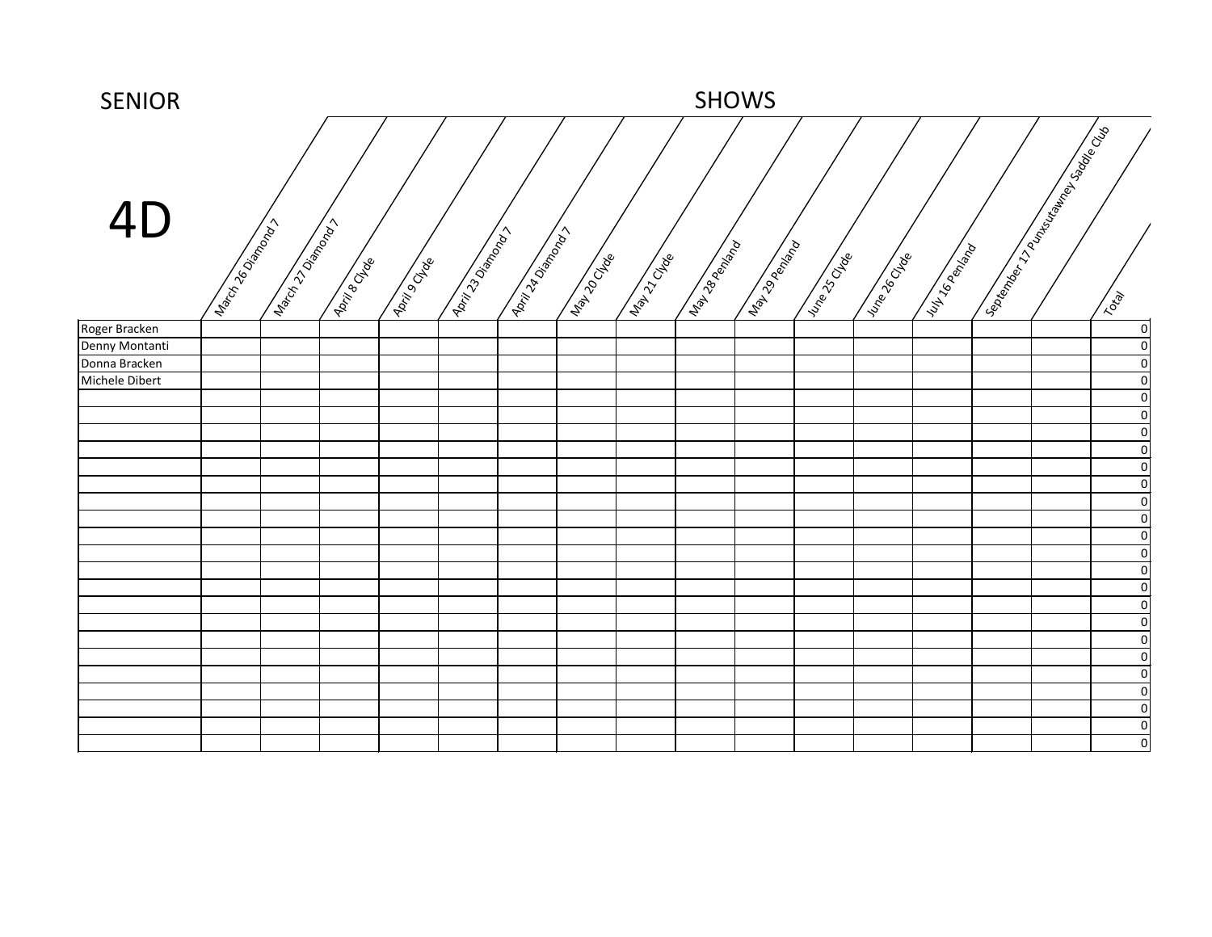SENIOR

SHOWS

# 4D

| | March 26 Diamond 7 | March 27 Diamond 7 | April 8 Clyde | April 9 Clyde | April 23 Diamond 7 | April 24 Diamond 7 | May 20 Clyde | May 21 Clyde | May 28 Penland | May 29 Penland | June 25 Clyde | June 26 Clyde | July 16 Penland | September 17 Punxsutawney Saddle Club | | Total |
|---|---|---|---|---|---|---|---|---|---|---|---|---|---|---|---|---|
| Roger Bracken | | | | | | | | | | | | | | | | 0 |
| Denny Montanti | | | | | | | | | | | | | | | | 0 |
| Donna Bracken | | | | | | | | | | | | | | | | 0 |
| Michele Dibert | | | | | | | | | | | | | | | | 0 |
| | | | | | | | | | | | | | | | | 0 |
| | | | | | | | | | | | | | | | | 0 |
| | | | | | | | | | | | | | | | | 0 |
| | | | | | | | | | | | | | | | | 0 |
| | | | | | | | | | | | | | | | | 0 |
| | | | | | | | | | | | | | | | | 0 |
| | | | | | | | | | | | | | | | | 0 |
| | | | | | | | | | | | | | | | | 0 |
| | | | | | | | | | | | | | | | | 0 |
| | | | | | | | | | | | | | | | | 0 |
| | | | | | | | | | | | | | | | | 0 |
| | | | | | | | | | | | | | | | | 0 |
| | | | | | | | | | | | | | | | | 0 |
| | | | | | | | | | | | | | | | | 0 |
| | | | | | | | | | | | | | | | | 0 |
| | | | | | | | | | | | | | | | | 0 |
| | | | | | | | | | | | | | | | | 0 |
| | | | | | | | | | | | | | | | | 0 |
| | | | | | | | | | | | | | | | | 0 |
| | | | | | | | | | | | | | | | | 0 |
| | | | | | | | | | | | | | | | | 0 |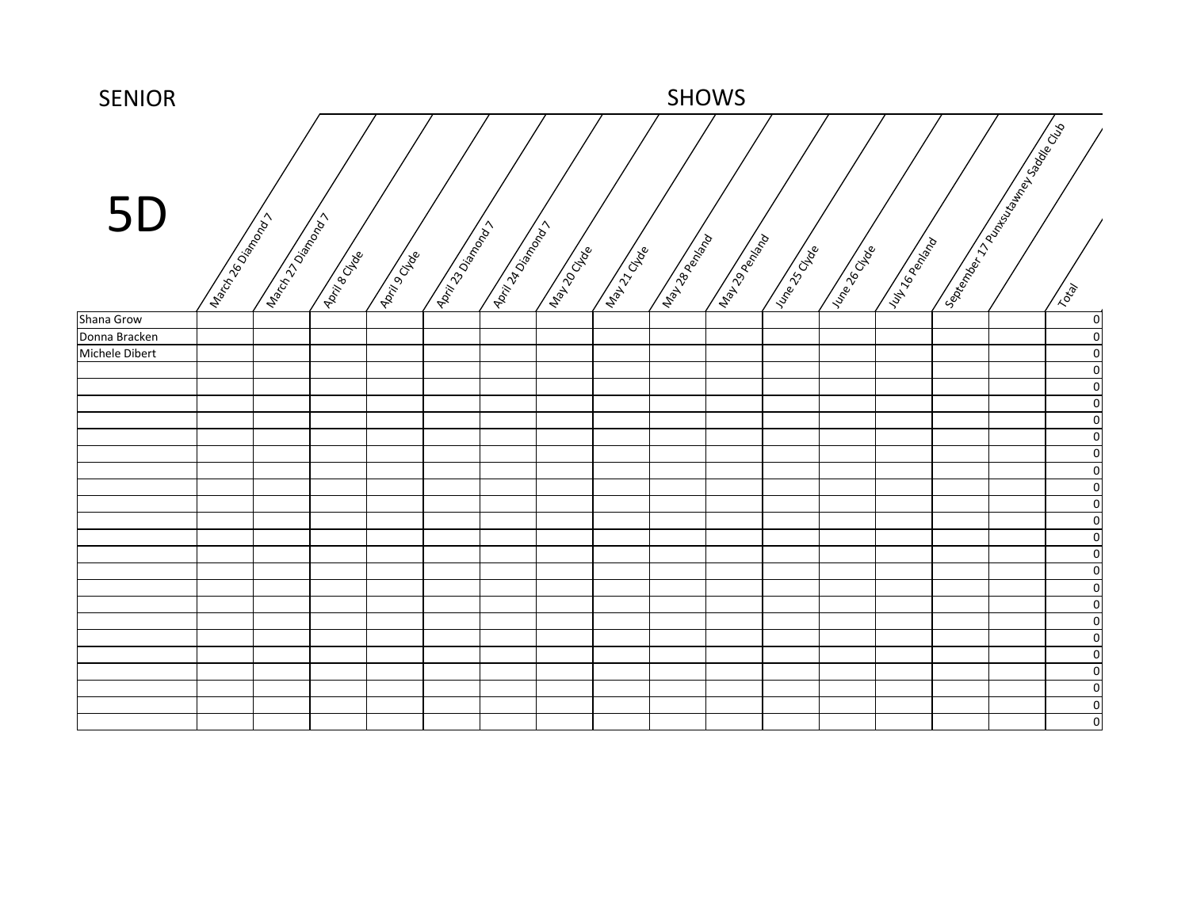SENIOR

SHOWS

# 5D

| | March 26 Diamond 7 | March 27 Diamond 7 | April 8 Clyde | April 9 Clyde | April 23 Diamond 7 | April 24 Diamond 7 | May 20 Clyde | May 21 Clyde | May 28 Penland | May 29 Penland | June 25 Clyde | June 26 Clyde | July 16 Penland | September 17 Punxsutawney Saddle Club | | Total |
|---|---|---|---|---|---|---|---|---|---|---|---|---|---|---|---|---|
| Shana Grow | | | | | | | | | | | | | | | | 0 |
| Donna Bracken | | | | | | | | | | | | | | | | 0 |
| Michele Dibert | | | | | | | | | | | | | | | | 0 |
| | | | | | | | | | | | | | | | | 0 |
| | | | | | | | | | | | | | | | | 0 |
| | | | | | | | | | | | | | | | | 0 |
| | | | | | | | | | | | | | | | | 0 |
| | | | | | | | | | | | | | | | | 0 |
| | | | | | | | | | | | | | | | | 0 |
| | | | | | | | | | | | | | | | | 0 |
| | | | | | | | | | | | | | | | | 0 |
| | | | | | | | | | | | | | | | | 0 |
| | | | | | | | | | | | | | | | | 0 |
| | | | | | | | | | | | | | | | | 0 |
| | | | | | | | | | | | | | | | | 0 |
| | | | | | | | | | | | | | | | | 0 |
| | | | | | | | | | | | | | | | | 0 |
| | | | | | | | | | | | | | | | | 0 |
| | | | | | | | | | | | | | | | | 0 |
| | | | | | | | | | | | | | | | | 0 |
| | | | | | | | | | | | | | | | | 0 |
| | | | | | | | | | | | | | | | | 0 |
| | | | | | | | | | | | | | | | | 0 |
| | | | | | | | | | | | | | | | | 0 |
| | | | | | | | | | | | | | | | | 0 |